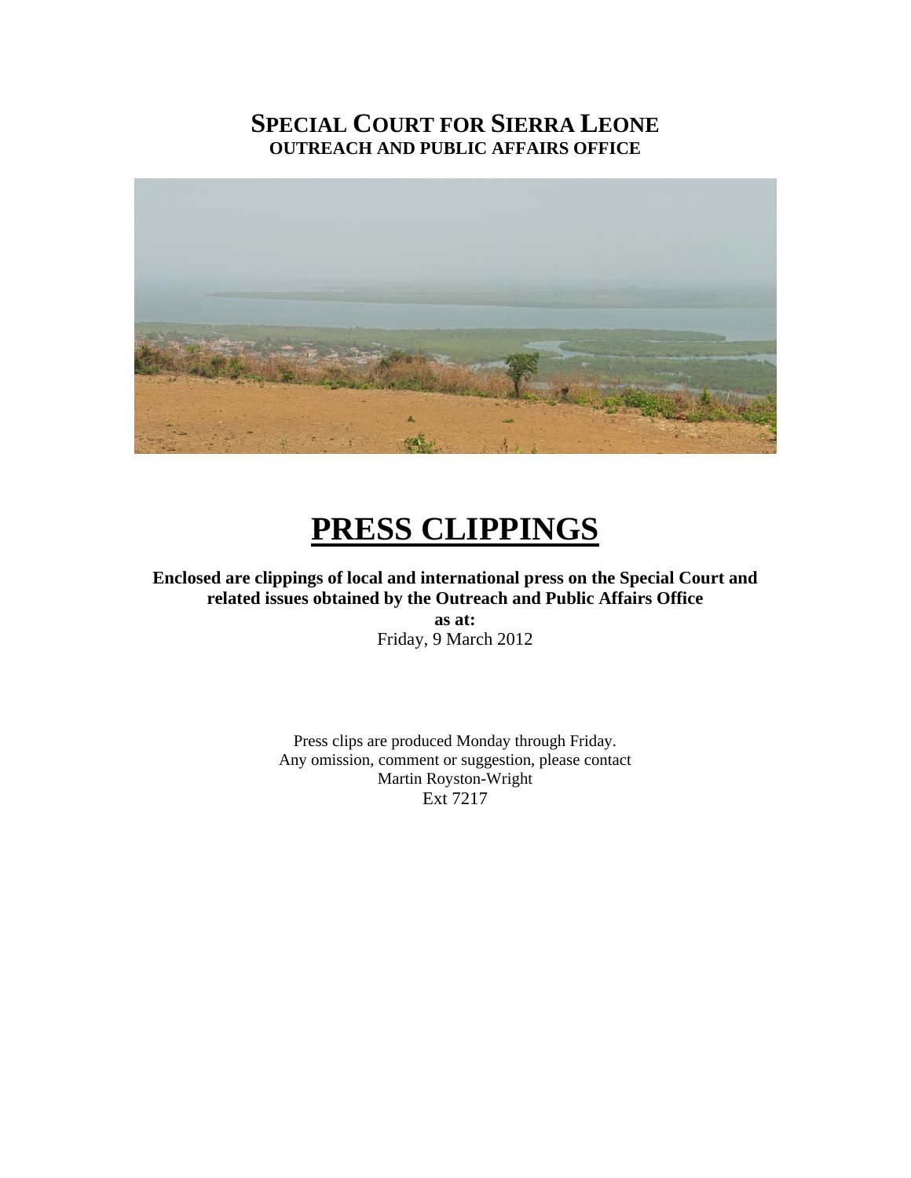# SPECIAL COURT FOR SIERRA LEONE
## OUTREACH AND PUBLIC AFFAIRS OFFICE

# PRESS CLIPPINGS

**Enclosed are clippings of local and international press on the Special Court and related issues obtained by the Outreach and Public Affairs Office**

**as at:**

Friday, 9 March 2012

Press clips are produced Monday through Friday.
Any omission, comment or suggestion, please contact
Martin Royston-Wright
Ext 7217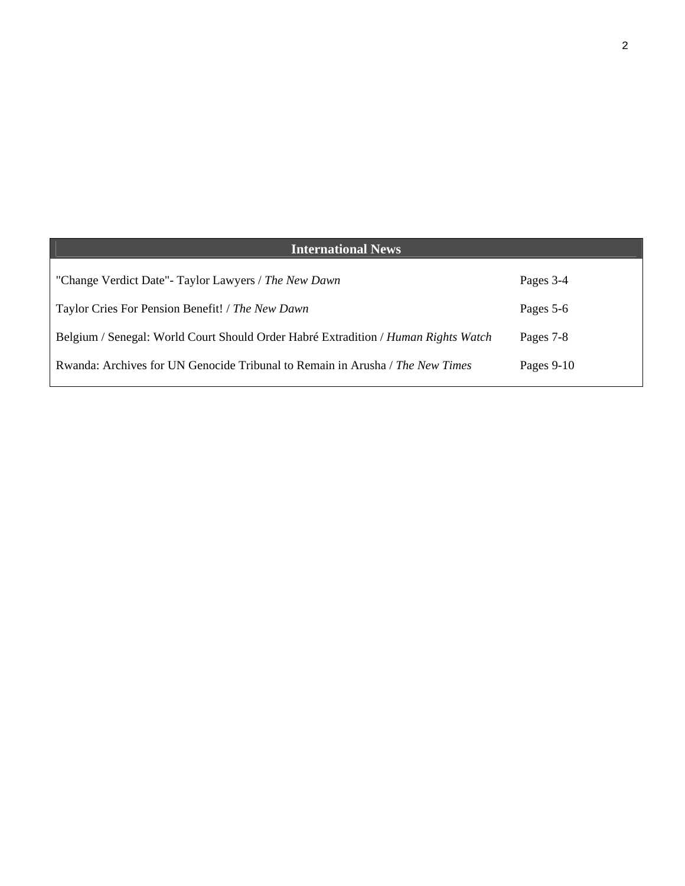| International News | |
|---|---|
| "Change Verdict Date"- Taylor Lawyers / *The New Dawn* | Pages 3-4 |
| Taylor Cries For Pension Benefit! / *The New Dawn* | Pages 5-6 |
| Belgium / Senegal: World Court Should Order Habré Extradition / *Human Rights Watch* | Pages 7-8 |
| Rwanda: Archives for UN Genocide Tribunal to Remain in Arusha / *The New Times* | Pages 9-10 |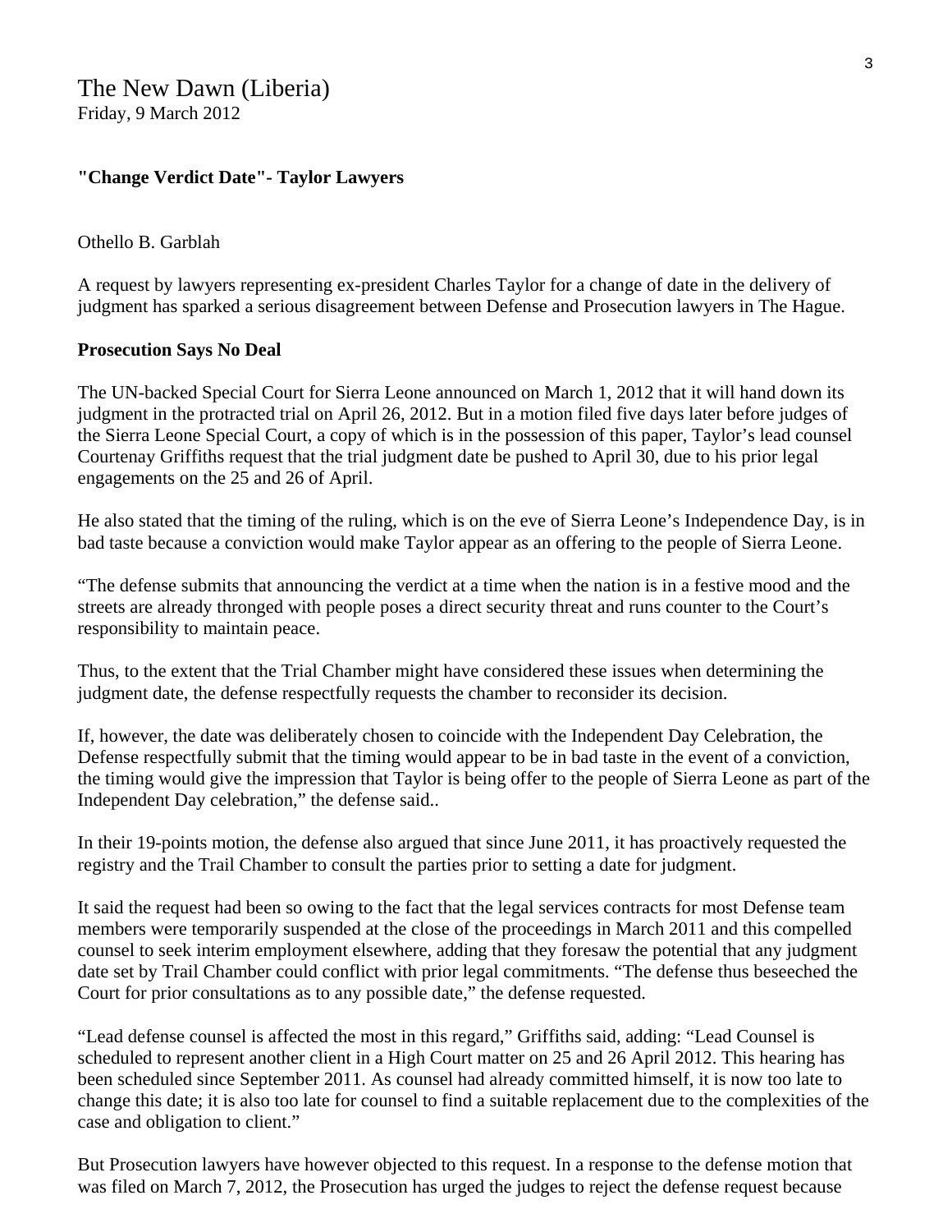The New Dawn (Liberia)
Friday, 9 March 2012

**"Change Verdict Date"- Taylor Lawyers**

Othello B. Garblah

A request by lawyers representing ex-president Charles Taylor for a change of date in the delivery of judgment has sparked a serious disagreement between Defense and Prosecution lawyers in The Hague.

**Prosecution Says No Deal**

The UN-backed Special Court for Sierra Leone announced on March 1, 2012 that it will hand down its judgment in the protracted trial on April 26, 2012. But in a motion filed five days later before judges of the Sierra Leone Special Court, a copy of which is in the possession of this paper, Taylor's lead counsel Courtenay Griffiths request that the trial judgment date be pushed to April 30, due to his prior legal engagements on the 25 and 26 of April.

He also stated that the timing of the ruling, which is on the eve of Sierra Leone's Independence Day, is in bad taste because a conviction would make Taylor appear as an offering to the people of Sierra Leone.

"The defense submits that announcing the verdict at a time when the nation is in a festive mood and the streets are already thronged with people poses a direct security threat and runs counter to the Court's responsibility to maintain peace.

Thus, to the extent that the Trial Chamber might have considered these issues when determining the judgment date, the defense respectfully requests the chamber to reconsider its decision.

If, however, the date was deliberately chosen to coincide with the Independent Day Celebration, the Defense respectfully submit that the timing would appear to be in bad taste in the event of a conviction, the timing would give the impression that Taylor is being offer to the people of Sierra Leone as part of the Independent Day celebration," the defense said..

In their 19-points motion, the defense also argued that since June 2011, it has proactively requested the registry and the Trail Chamber to consult the parties prior to setting a date for judgment.

It said the request had been so owing to the fact that the legal services contracts for most Defense team members were temporarily suspended at the close of the proceedings in March 2011 and this compelled counsel to seek interim employment elsewhere, adding that they foresaw the potential that any judgment date set by Trail Chamber could conflict with prior legal commitments. "The defense thus beseeched the Court for prior consultations as to any possible date," the defense requested.

"Lead defense counsel is affected the most in this regard," Griffiths said, adding: "Lead Counsel is scheduled to represent another client in a High Court matter on 25 and 26 April 2012. This hearing has been scheduled since September 2011. As counsel had already committed himself, it is now too late to change this date; it is also too late for counsel to find a suitable replacement due to the complexities of the case and obligation to client."

But Prosecution lawyers have however objected to this request. In a response to the defense motion that was filed on March 7, 2012, the Prosecution has urged the judges to reject the defense request because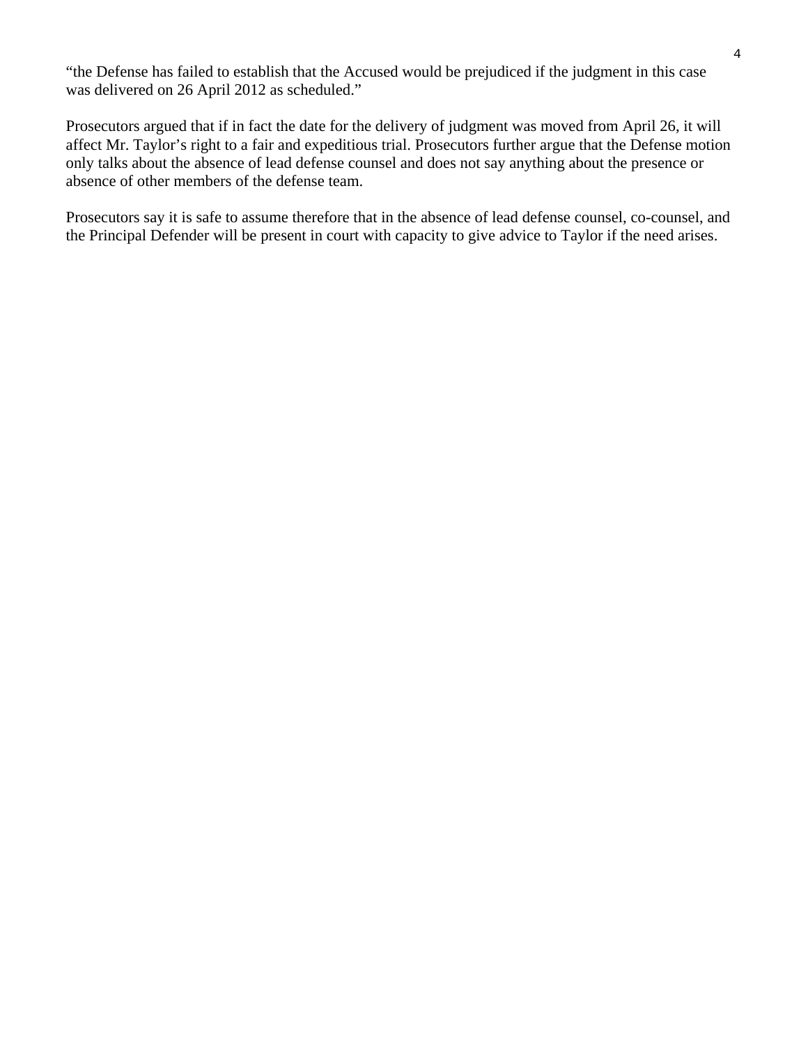"the Defense has failed to establish that the Accused would be prejudiced if the judgment in this case was delivered on 26 April 2012 as scheduled."

Prosecutors argued that if in fact the date for the delivery of judgment was moved from April 26, it will affect Mr. Taylor's right to a fair and expeditious trial. Prosecutors further argue that the Defense motion only talks about the absence of lead defense counsel and does not say anything about the presence or absence of other members of the defense team.

Prosecutors say it is safe to assume therefore that in the absence of lead defense counsel, co-counsel, and the Principal Defender will be present in court with capacity to give advice to Taylor if the need arises.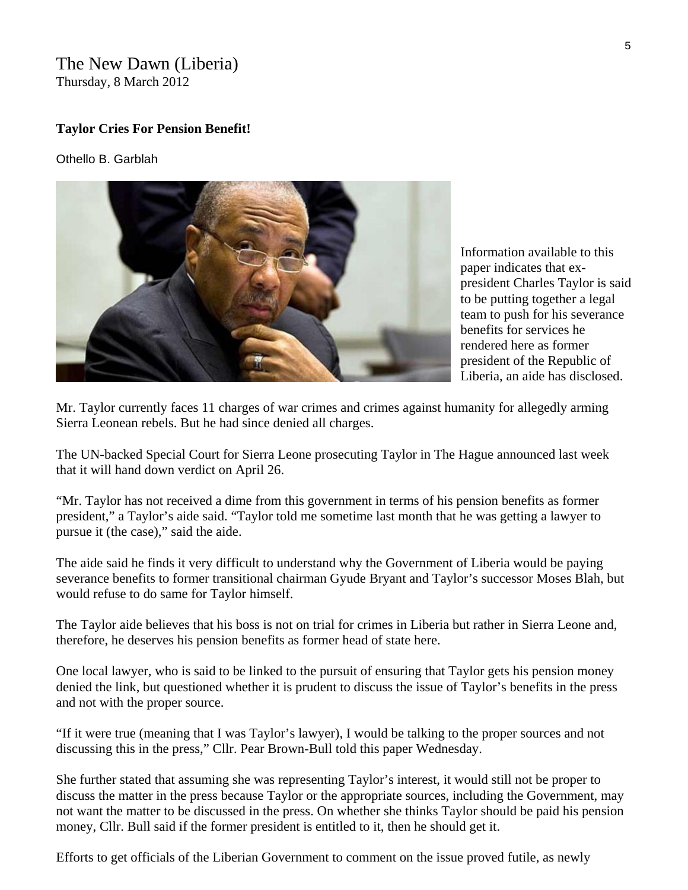The New Dawn (Liberia)
Thursday, 8 March 2012

**Taylor Cries For Pension Benefit!**

Othello B. Garblah

Information available to this paper indicates that ex-president Charles Taylor is said to be putting together a legal team to push for his severance benefits for services he rendered here as former president of the Republic of Liberia, an aide has disclosed.

Mr. Taylor currently faces 11 charges of war crimes and crimes against humanity for allegedly arming Sierra Leonean rebels. But he had since denied all charges.

The UN-backed Special Court for Sierra Leone prosecuting Taylor in The Hague announced last week that it will hand down verdict on April 26.

"Mr. Taylor has not received a dime from this government in terms of his pension benefits as former president," a Taylor's aide said. "Taylor told me sometime last month that he was getting a lawyer to pursue it (the case)," said the aide.

The aide said he finds it very difficult to understand why the Government of Liberia would be paying severance benefits to former transitional chairman Gyude Bryant and Taylor's successor Moses Blah, but would refuse to do same for Taylor himself.

The Taylor aide believes that his boss is not on trial for crimes in Liberia but rather in Sierra Leone and, therefore, he deserves his pension benefits as former head of state here.

One local lawyer, who is said to be linked to the pursuit of ensuring that Taylor gets his pension money denied the link, but questioned whether it is prudent to discuss the issue of Taylor's benefits in the press and not with the proper source.

"If it were true (meaning that I was Taylor's lawyer), I would be talking to the proper sources and not discussing this in the press," Cllr. Pear Brown-Bull told this paper Wednesday.

She further stated that assuming she was representing Taylor's interest, it would still not be proper to discuss the matter in the press because Taylor or the appropriate sources, including the Government, may not want the matter to be discussed in the press. On whether she thinks Taylor should be paid his pension money, Cllr. Bull said if the former president is entitled to it, then he should get it.

Efforts to get officials of the Liberian Government to comment on the issue proved futile, as newly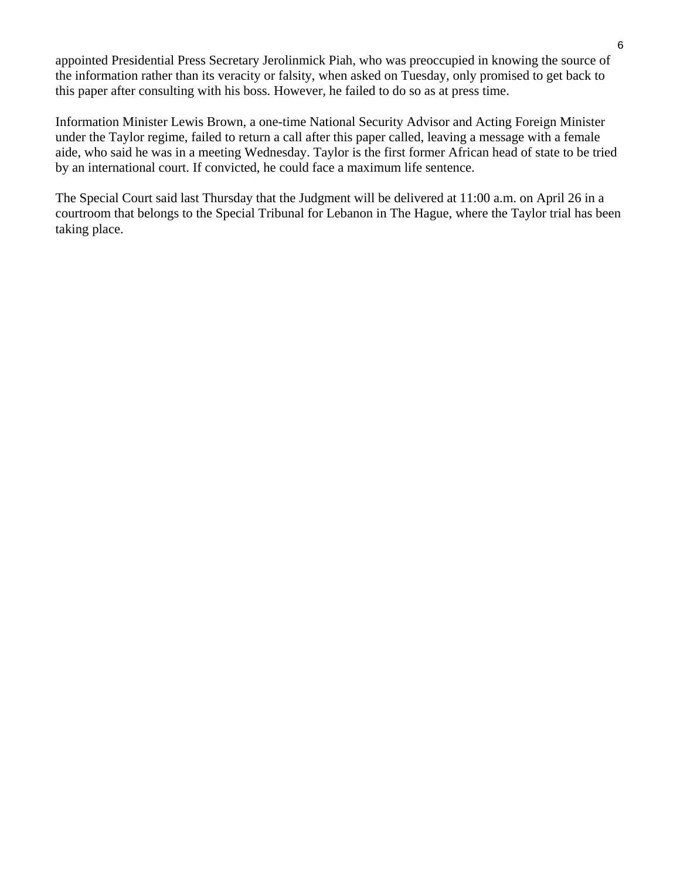appointed Presidential Press Secretary Jerolinmick Piah, who was preoccupied in knowing the source of the information rather than its veracity or falsity, when asked on Tuesday, only promised to get back to this paper after consulting with his boss. However, he failed to do so as at press time.

Information Minister Lewis Brown, a one-time National Security Advisor and Acting Foreign Minister under the Taylor regime, failed to return a call after this paper called, leaving a message with a female aide, who said he was in a meeting Wednesday. Taylor is the first former African head of state to be tried by an international court. If convicted, he could face a maximum life sentence.

The Special Court said last Thursday that the Judgment will be delivered at 11:00 a.m. on April 26 in a courtroom that belongs to the Special Tribunal for Lebanon in The Hague, where the Taylor trial has been taking place.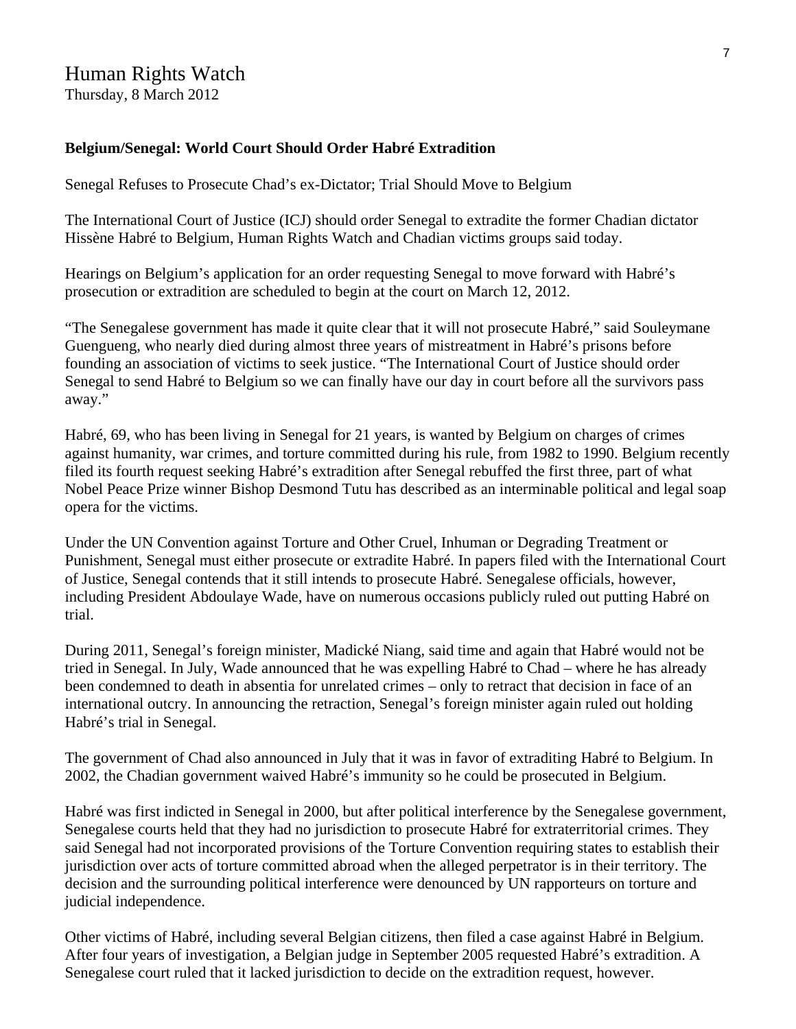# Human Rights Watch

Thursday, 8 March 2012

**Belgium/Senegal: World Court Should Order Habré Extradition**

Senegal Refuses to Prosecute Chad's ex-Dictator; Trial Should Move to Belgium

The International Court of Justice (ICJ) should order Senegal to extradite the former Chadian dictator Hissène Habré to Belgium, Human Rights Watch and Chadian victims groups said today.

Hearings on Belgium's application for an order requesting Senegal to move forward with Habré's prosecution or extradition are scheduled to begin at the court on March 12, 2012.

"The Senegalese government has made it quite clear that it will not prosecute Habré," said Souleymane Guengueng, who nearly died during almost three years of mistreatment in Habré's prisons before founding an association of victims to seek justice. "The International Court of Justice should order Senegal to send Habré to Belgium so we can finally have our day in court before all the survivors pass away."

Habré, 69, who has been living in Senegal for 21 years, is wanted by Belgium on charges of crimes against humanity, war crimes, and torture committed during his rule, from 1982 to 1990. Belgium recently filed its fourth request seeking Habré's extradition after Senegal rebuffed the first three, part of what Nobel Peace Prize winner Bishop Desmond Tutu has described as an interminable political and legal soap opera for the victims.

Under the UN Convention against Torture and Other Cruel, Inhuman or Degrading Treatment or Punishment, Senegal must either prosecute or extradite Habré. In papers filed with the International Court of Justice, Senegal contends that it still intends to prosecute Habré. Senegalese officials, however, including President Abdoulaye Wade, have on numerous occasions publicly ruled out putting Habré on trial.

During 2011, Senegal's foreign minister, Madické Niang, said time and again that Habré would not be tried in Senegal. In July, Wade announced that he was expelling Habré to Chad – where he has already been condemned to death in absentia for unrelated crimes – only to retract that decision in face of an international outcry. In announcing the retraction, Senegal's foreign minister again ruled out holding Habré's trial in Senegal.

The government of Chad also announced in July that it was in favor of extraditing Habré to Belgium. In 2002, the Chadian government waived Habré's immunity so he could be prosecuted in Belgium.

Habré was first indicted in Senegal in 2000, but after political interference by the Senegalese government, Senegalese courts held that they had no jurisdiction to prosecute Habré for extraterritorial crimes. They said Senegal had not incorporated provisions of the Torture Convention requiring states to establish their jurisdiction over acts of torture committed abroad when the alleged perpetrator is in their territory. The decision and the surrounding political interference were denounced by UN rapporteurs on torture and judicial independence.

Other victims of Habré, including several Belgian citizens, then filed a case against Habré in Belgium. After four years of investigation, a Belgian judge in September 2005 requested Habré's extradition. A Senegalese court ruled that it lacked jurisdiction to decide on the extradition request, however.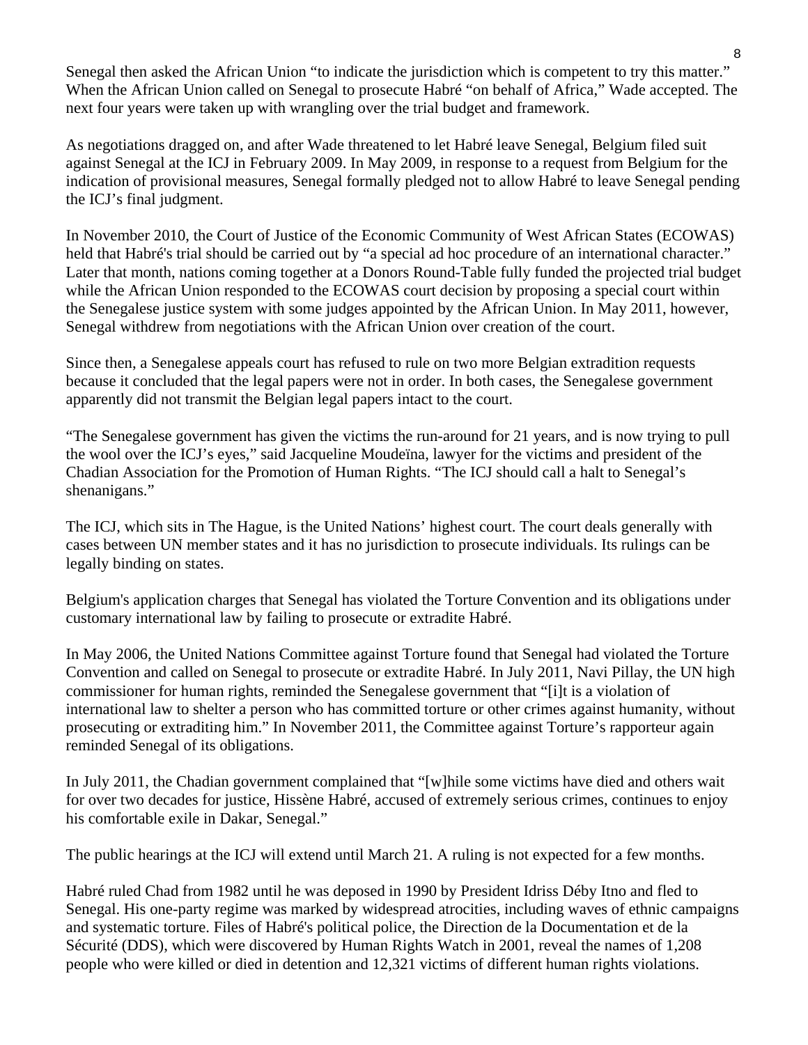Senegal then asked the African Union "to indicate the jurisdiction which is competent to try this matter." When the African Union called on Senegal to prosecute Habré "on behalf of Africa," Wade accepted. The next four years were taken up with wrangling over the trial budget and framework.

As negotiations dragged on, and after Wade threatened to let Habré leave Senegal, Belgium filed suit against Senegal at the ICJ in February 2009. In May 2009, in response to a request from Belgium for the indication of provisional measures, Senegal formally pledged not to allow Habré to leave Senegal pending the ICJ's final judgment.

In November 2010, the Court of Justice of the Economic Community of West African States (ECOWAS) held that Habré's trial should be carried out by "a special ad hoc procedure of an international character." Later that month, nations coming together at a Donors Round-Table fully funded the projected trial budget while the African Union responded to the ECOWAS court decision by proposing a special court within the Senegalese justice system with some judges appointed by the African Union. In May 2011, however, Senegal withdrew from negotiations with the African Union over creation of the court.

Since then, a Senegalese appeals court has refused to rule on two more Belgian extradition requests because it concluded that the legal papers were not in order. In both cases, the Senegalese government apparently did not transmit the Belgian legal papers intact to the court.

"The Senegalese government has given the victims the run-around for 21 years, and is now trying to pull the wool over the ICJ's eyes," said Jacqueline Moudeïna, lawyer for the victims and president of the Chadian Association for the Promotion of Human Rights. "The ICJ should call a halt to Senegal's shenanigans."

The ICJ, which sits in The Hague, is the United Nations' highest court. The court deals generally with cases between UN member states and it has no jurisdiction to prosecute individuals. Its rulings can be legally binding on states.

Belgium's application charges that Senegal has violated the Torture Convention and its obligations under customary international law by failing to prosecute or extradite Habré.

In May 2006, the United Nations Committee against Torture found that Senegal had violated the Torture Convention and called on Senegal to prosecute or extradite Habré. In July 2011, Navi Pillay, the UN high commissioner for human rights, reminded the Senegalese government that "[i]t is a violation of international law to shelter a person who has committed torture or other crimes against humanity, without prosecuting or extraditing him." In November 2011, the Committee against Torture's rapporteur again reminded Senegal of its obligations.

In July 2011, the Chadian government complained that "[w]hile some victims have died and others wait for over two decades for justice, Hissène Habré, accused of extremely serious crimes, continues to enjoy his comfortable exile in Dakar, Senegal."

The public hearings at the ICJ will extend until March 21. A ruling is not expected for a few months.

Habré ruled Chad from 1982 until he was deposed in 1990 by President Idriss Déby Itno and fled to Senegal. His one-party regime was marked by widespread atrocities, including waves of ethnic campaigns and systematic torture. Files of Habré's political police, the Direction de la Documentation et de la Sécurité (DDS), which were discovered by Human Rights Watch in 2001, reveal the names of 1,208 people who were killed or died in detention and 12,321 victims of different human rights violations.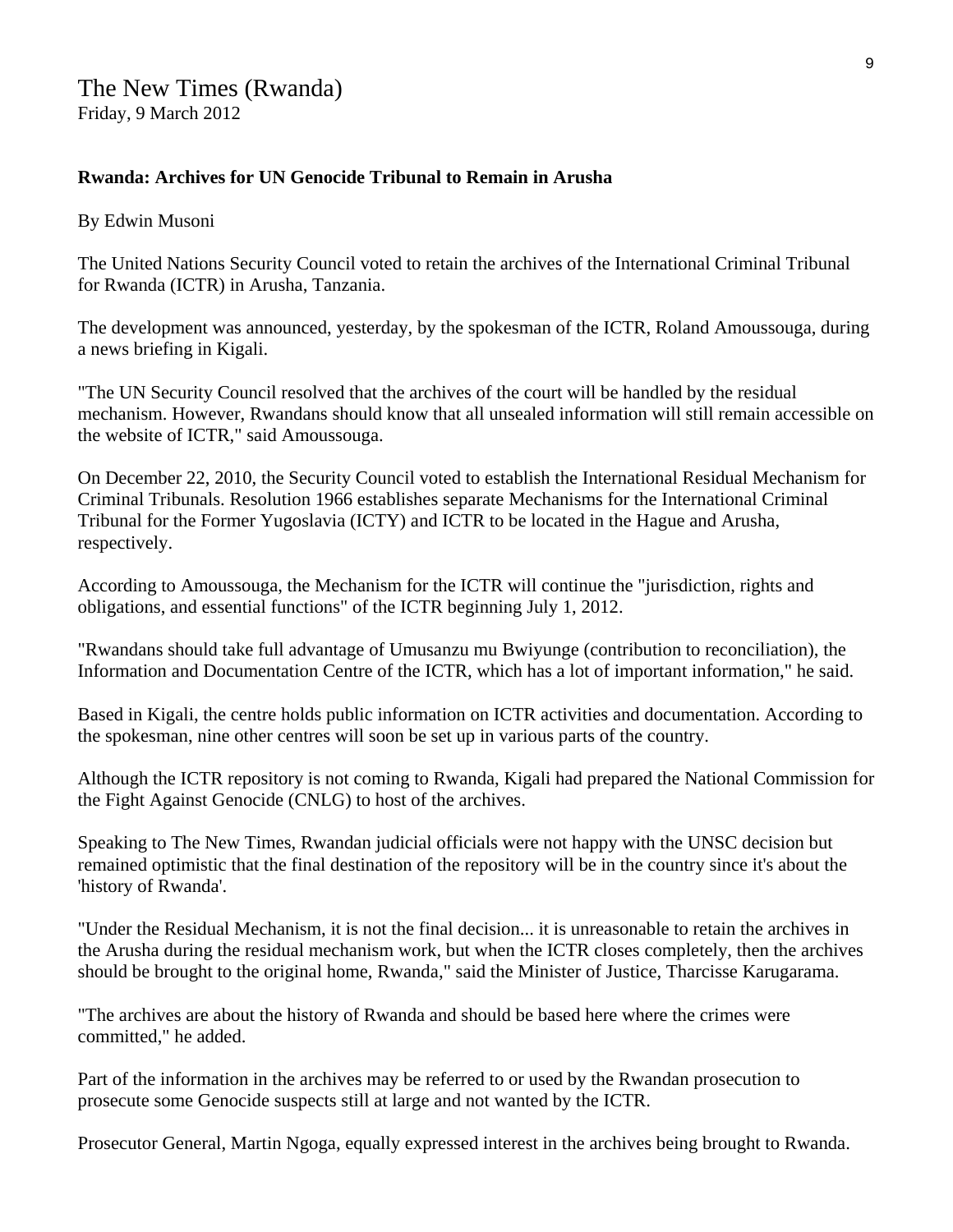The New Times (Rwanda)
Friday, 9 March 2012

**Rwanda: Archives for UN Genocide Tribunal to Remain in Arusha**

By Edwin Musoni

The United Nations Security Council voted to retain the archives of the International Criminal Tribunal for Rwanda (ICTR) in Arusha, Tanzania.

The development was announced, yesterday, by the spokesman of the ICTR, Roland Amoussouga, during a news briefing in Kigali.

"The UN Security Council resolved that the archives of the court will be handled by the residual mechanism. However, Rwandans should know that all unsealed information will still remain accessible on the website of ICTR," said Amoussouga.

On December 22, 2010, the Security Council voted to establish the International Residual Mechanism for Criminal Tribunals. Resolution 1966 establishes separate Mechanisms for the International Criminal Tribunal for the Former Yugoslavia (ICTY) and ICTR to be located in the Hague and Arusha, respectively.

According to Amoussouga, the Mechanism for the ICTR will continue the "jurisdiction, rights and obligations, and essential functions" of the ICTR beginning July 1, 2012.

"Rwandans should take full advantage of Umusanzu mu Bwiyunge (contribution to reconciliation), the Information and Documentation Centre of the ICTR, which has a lot of important information," he said.

Based in Kigali, the centre holds public information on ICTR activities and documentation. According to the spokesman, nine other centres will soon be set up in various parts of the country.

Although the ICTR repository is not coming to Rwanda, Kigali had prepared the National Commission for the Fight Against Genocide (CNLG) to host of the archives.

Speaking to The New Times, Rwandan judicial officials were not happy with the UNSC decision but remained optimistic that the final destination of the repository will be in the country since it's about the 'history of Rwanda'.

"Under the Residual Mechanism, it is not the final decision... it is unreasonable to retain the archives in the Arusha during the residual mechanism work, but when the ICTR closes completely, then the archives should be brought to the original home, Rwanda," said the Minister of Justice, Tharcisse Karugarama.

"The archives are about the history of Rwanda and should be based here where the crimes were committed," he added.

Part of the information in the archives may be referred to or used by the Rwandan prosecution to prosecute some Genocide suspects still at large and not wanted by the ICTR.

Prosecutor General, Martin Ngoga, equally expressed interest in the archives being brought to Rwanda.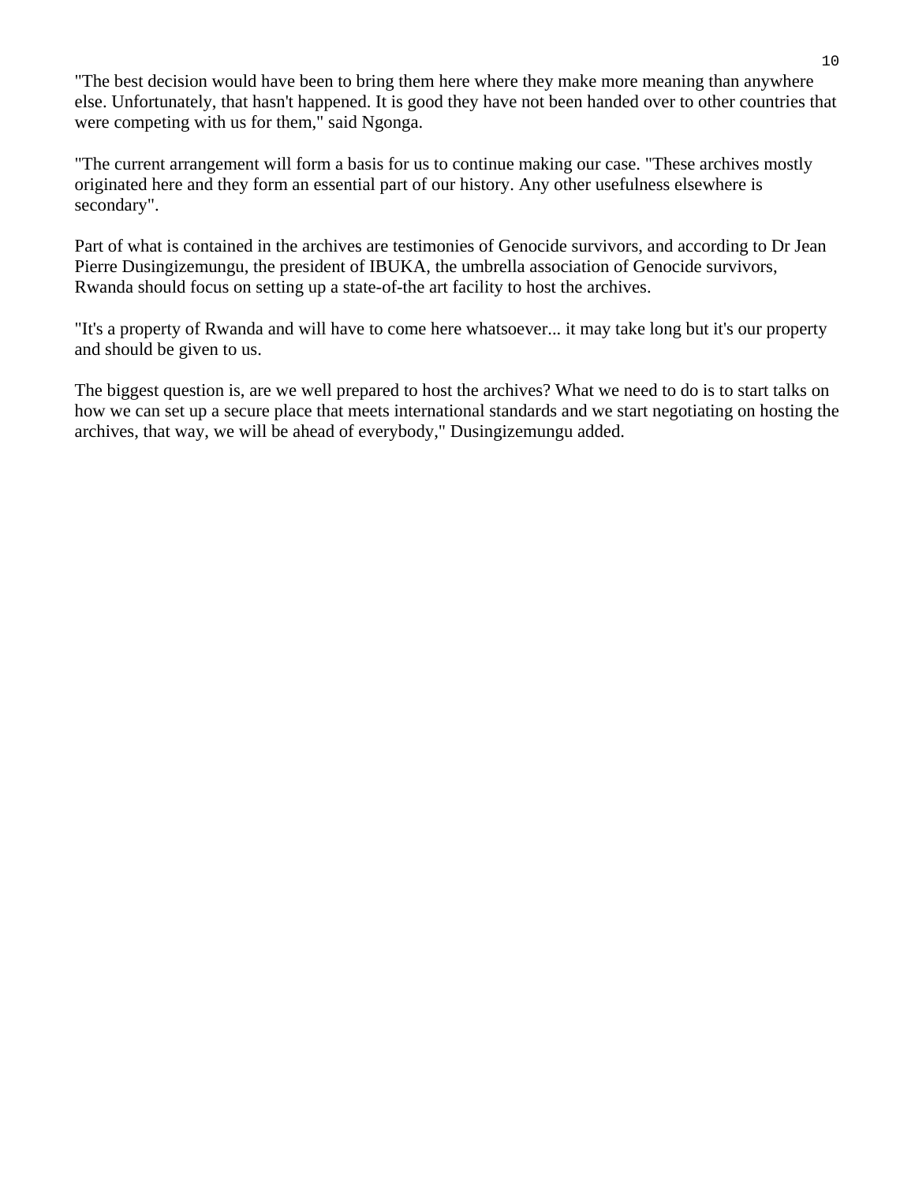"The best decision would have been to bring them here where they make more meaning than anywhere else. Unfortunately, that hasn't happened. It is good they have not been handed over to other countries that were competing with us for them," said Ngonga.

"The current arrangement will form a basis for us to continue making our case. "These archives mostly originated here and they form an essential part of our history. Any other usefulness elsewhere is secondary".

Part of what is contained in the archives are testimonies of Genocide survivors, and according to Dr Jean Pierre Dusingizemungu, the president of IBUKA, the umbrella association of Genocide survivors, Rwanda should focus on setting up a state-of-the art facility to host the archives.

"It's a property of Rwanda and will have to come here whatsoever... it may take long but it's our property and should be given to us.

The biggest question is, are we well prepared to host the archives? What we need to do is to start talks on how we can set up a secure place that meets international standards and we start negotiating on hosting the archives, that way, we will be ahead of everybody," Dusingizemungu added.